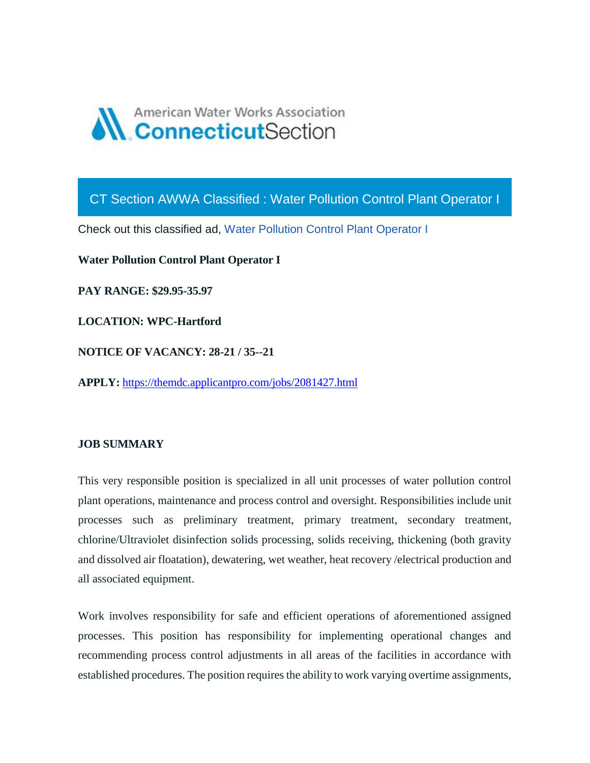American Water Works Association
ConnecticutSection

# CT Section AWWA Classified : Water Pollution Control Plant Operator I

Check out this classified ad, Water Pollution Control Plant Operator I

**Water Pollution Control Plant Operator I**

**PAY RANGE: $29.95-35.97**

**LOCATION: WPC-Hartford**

**NOTICE OF VACANCY: 28-21 / 35--21**

**APPLY:** https://themdc.applicantpro.com/jobs/2081427.html

**JOB SUMMARY**

This very responsible position is specialized in all unit processes of water pollution control plant operations, maintenance and process control and oversight. Responsibilities include unit processes such as preliminary treatment, primary treatment, secondary treatment, chlorine/Ultraviolet disinfection solids processing, solids receiving, thickening (both gravity and dissolved air floatation), dewatering, wet weather, heat recovery /electrical production and all associated equipment.

Work involves responsibility for safe and efficient operations of aforementioned assigned processes. This position has responsibility for implementing operational changes and recommending process control adjustments in all areas of the facilities in accordance with established procedures. The position requires the ability to work varying overtime assignments,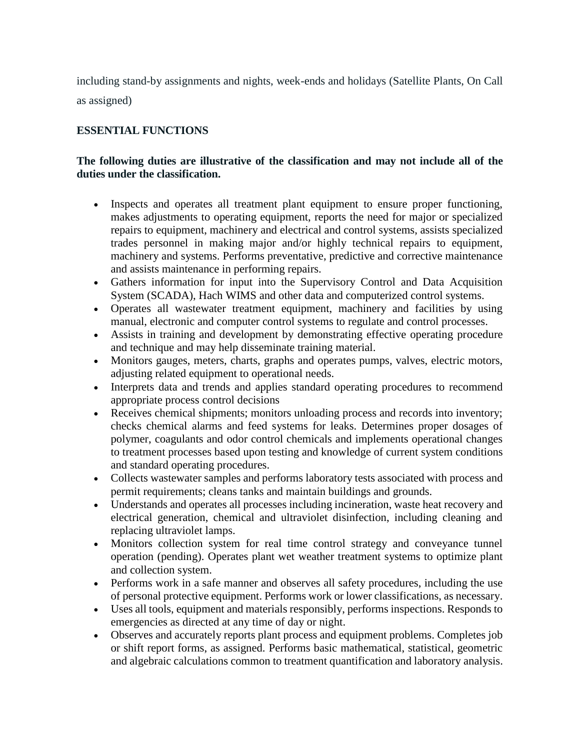including stand-by assignments and nights, week-ends and holidays (Satellite Plants, On Call as assigned)

**ESSENTIAL FUNCTIONS**

**The following duties are illustrative of the classification and may not include all of the duties under the classification.**

- Inspects and operates all treatment plant equipment to ensure proper functioning, makes adjustments to operating equipment, reports the need for major or specialized repairs to equipment, machinery and electrical and control systems, assists specialized trades personnel in making major and/or highly technical repairs to equipment, machinery and systems. Performs preventative, predictive and corrective maintenance and assists maintenance in performing repairs.
- Gathers information for input into the Supervisory Control and Data Acquisition System (SCADA), Hach WIMS and other data and computerized control systems.
- Operates all wastewater treatment equipment, machinery and facilities by using manual, electronic and computer control systems to regulate and control processes.
- Assists in training and development by demonstrating effective operating procedure and technique and may help disseminate training material.
- Monitors gauges, meters, charts, graphs and operates pumps, valves, electric motors, adjusting related equipment to operational needs.
- Interprets data and trends and applies standard operating procedures to recommend appropriate process control decisions
- Receives chemical shipments; monitors unloading process and records into inventory; checks chemical alarms and feed systems for leaks. Determines proper dosages of polymer, coagulants and odor control chemicals and implements operational changes to treatment processes based upon testing and knowledge of current system conditions and standard operating procedures.
- Collects wastewater samples and performs laboratory tests associated with process and permit requirements; cleans tanks and maintain buildings and grounds.
- Understands and operates all processes including incineration, waste heat recovery and electrical generation, chemical and ultraviolet disinfection, including cleaning and replacing ultraviolet lamps.
- Monitors collection system for real time control strategy and conveyance tunnel operation (pending). Operates plant wet weather treatment systems to optimize plant and collection system.
- Performs work in a safe manner and observes all safety procedures, including the use of personal protective equipment. Performs work or lower classifications, as necessary.
- Uses all tools, equipment and materials responsibly, performs inspections. Responds to emergencies as directed at any time of day or night.
- Observes and accurately reports plant process and equipment problems. Completes job or shift report forms, as assigned. Performs basic mathematical, statistical, geometric and algebraic calculations common to treatment quantification and laboratory analysis.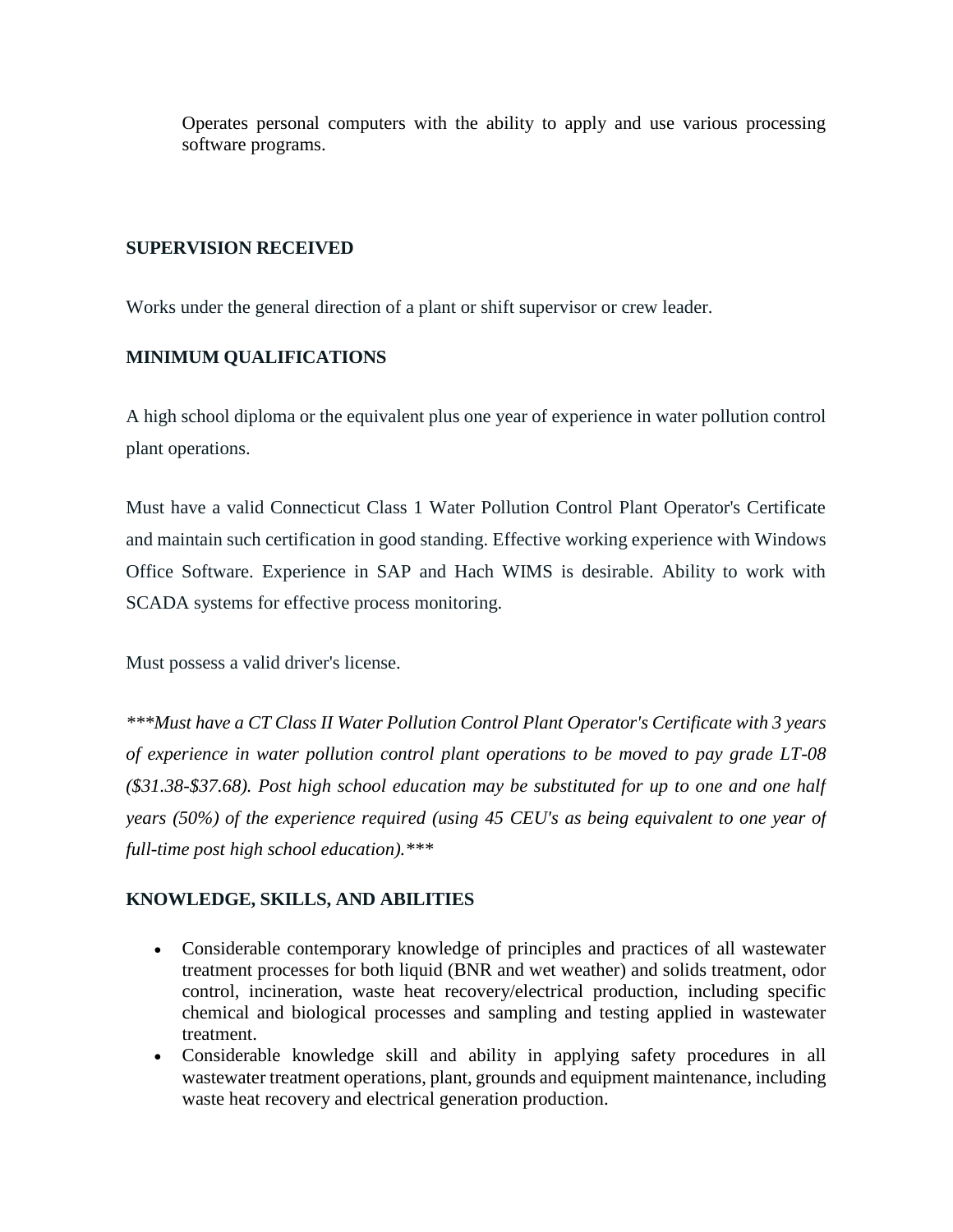Operates personal computers with the ability to apply and use various processing software programs.

## SUPERVISION RECEIVED

Works under the general direction of a plant or shift supervisor or crew leader.

## MINIMUM QUALIFICATIONS

A high school diploma or the equivalent plus one year of experience in water pollution control plant operations.

Must have a valid Connecticut Class 1 Water Pollution Control Plant Operator's Certificate and maintain such certification in good standing. Effective working experience with Windows Office Software. Experience in SAP and Hach WIMS is desirable. Ability to work with SCADA systems for effective process monitoring.

Must possess a valid driver's license.

****\*\*Must have a CT Class II Water Pollution Control Plant Operator's Certificate with 3 years of experience in water pollution control plant operations to be moved to pay grade LT-08 ($31.38-$37.68). Post high school education may be substituted for up to one and one half years (50%) of the experience required (using 45 CEU's as being equivalent to one year of full-time post high school education).\*\****

## KNOWLEDGE, SKILLS, AND ABILITIES

- Considerable contemporary knowledge of principles and practices of all wastewater treatment processes for both liquid (BNR and wet weather) and solids treatment, odor control, incineration, waste heat recovery/electrical production, including specific chemical and biological processes and sampling and testing applied in wastewater treatment.
- Considerable knowledge skill and ability in applying safety procedures in all wastewater treatment operations, plant, grounds and equipment maintenance, including waste heat recovery and electrical generation production.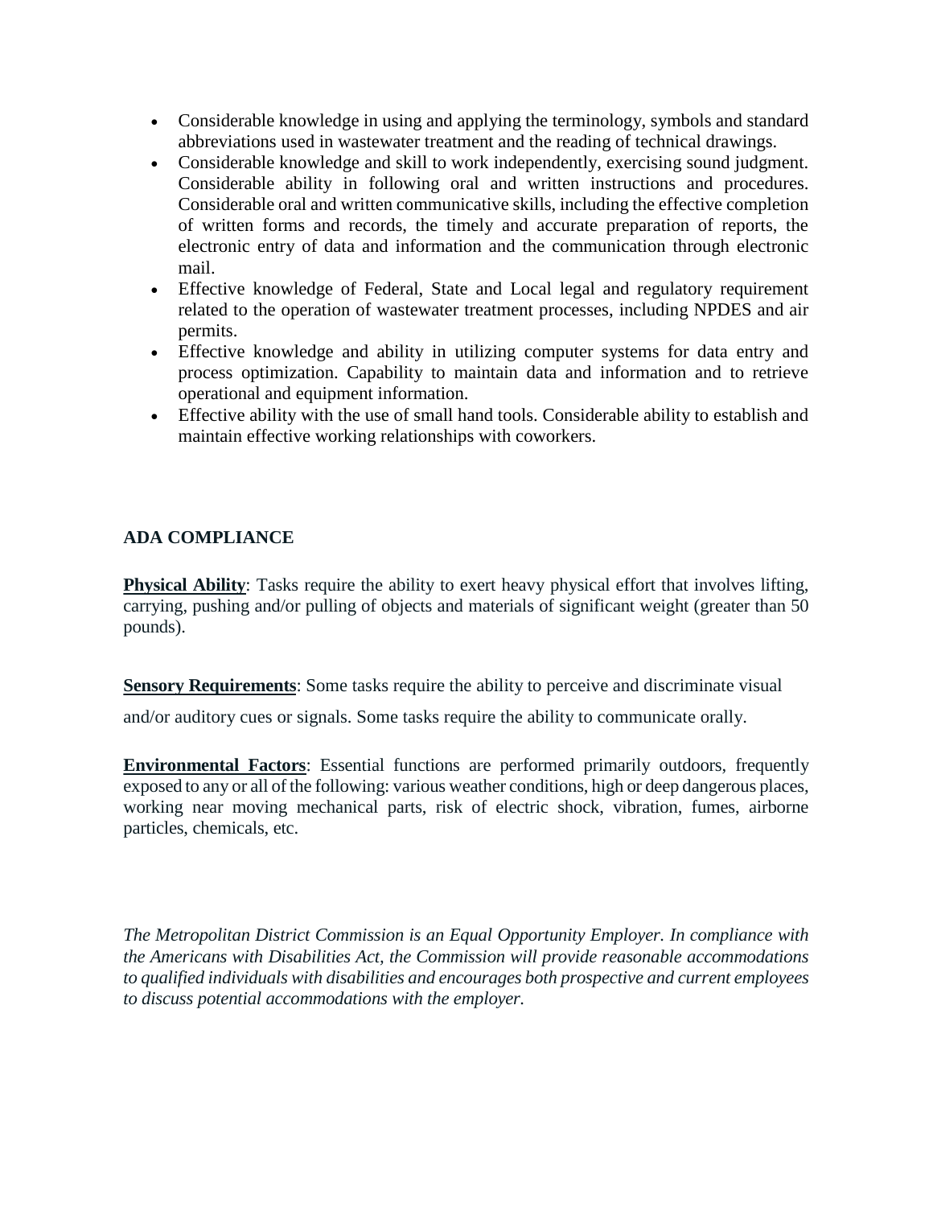- Considerable knowledge in using and applying the terminology, symbols and standard abbreviations used in wastewater treatment and the reading of technical drawings.
- Considerable knowledge and skill to work independently, exercising sound judgment. Considerable ability in following oral and written instructions and procedures. Considerable oral and written communicative skills, including the effective completion of written forms and records, the timely and accurate preparation of reports, the electronic entry of data and information and the communication through electronic mail.
- Effective knowledge of Federal, State and Local legal and regulatory requirement related to the operation of wastewater treatment processes, including NPDES and air permits.
- Effective knowledge and ability in utilizing computer systems for data entry and process optimization. Capability to maintain data and information and to retrieve operational and equipment information.
- Effective ability with the use of small hand tools. Considerable ability to establish and maintain effective working relationships with coworkers.

## ADA COMPLIANCE

**Physical Ability**: Tasks require the ability to exert heavy physical effort that involves lifting, carrying, pushing and/or pulling of objects and materials of significant weight (greater than 50 pounds).

**Sensory Requirements**: Some tasks require the ability to perceive and discriminate visual and/or auditory cues or signals. Some tasks require the ability to communicate orally.

**Environmental Factors**: Essential functions are performed primarily outdoors, frequently exposed to any or all of the following: various weather conditions, high or deep dangerous places, working near moving mechanical parts, risk of electric shock, vibration, fumes, airborne particles, chemicals, etc.

*The Metropolitan District Commission is an Equal Opportunity Employer. In compliance with the Americans with Disabilities Act, the Commission will provide reasonable accommodations to qualified individuals with disabilities and encourages both prospective and current employees to discuss potential accommodations with the employer.*